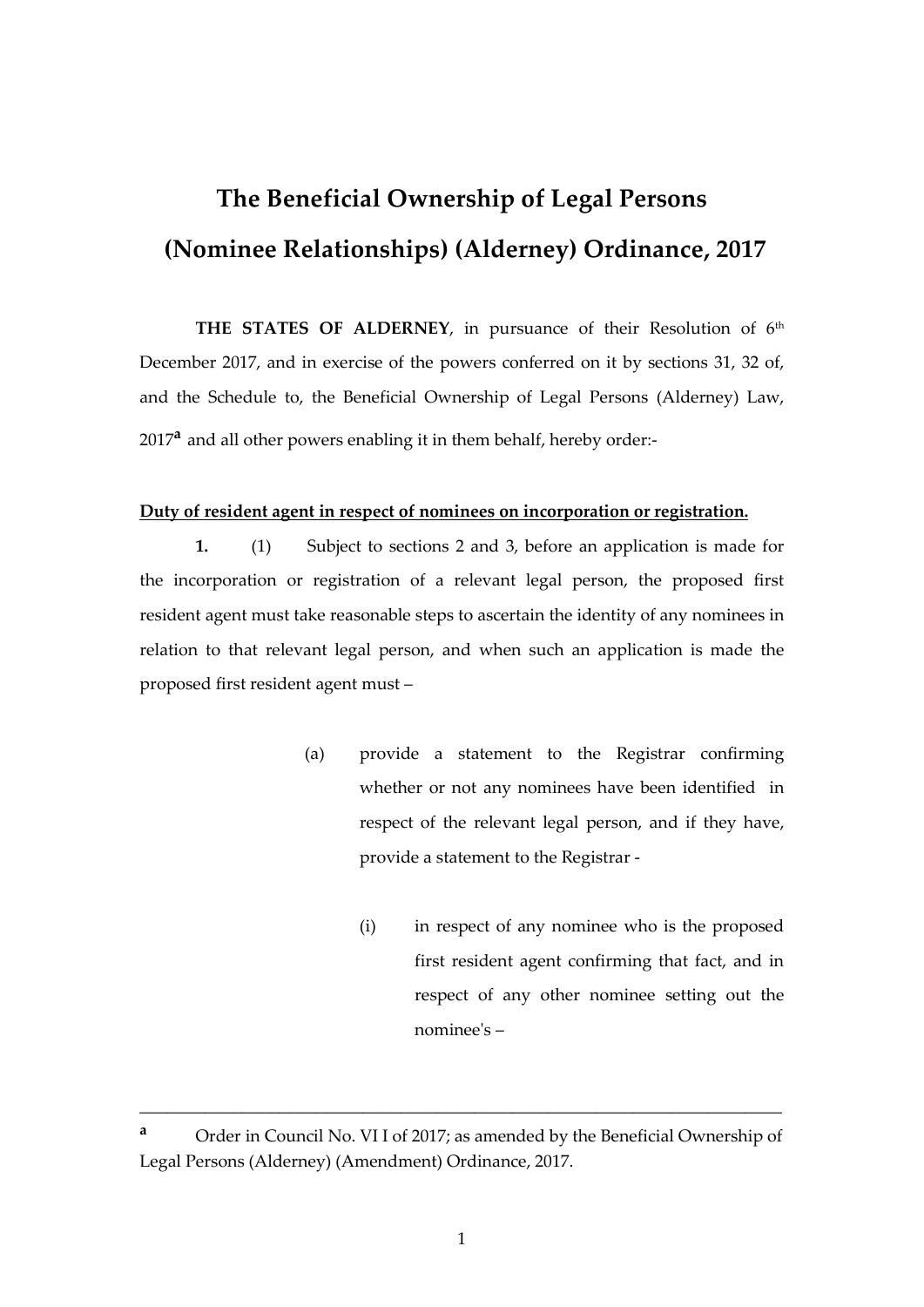# The Beneficial Ownership of Legal Persons (Nominee Relationships) (Alderney) Ordinance, 2017

**THE STATES OF ALDERNEY**, in pursuance of their Resolution of 6th December 2017, and in exercise of the powers conferred on it by sections 31, 32 of, and the Schedule to, the Beneficial Ownership of Legal Persons (Alderney) Law, 2017[a] and all other powers enabling it in them behalf, hereby order:-

**Duty of resident agent in respect of nominees on incorporation or registration.**

**1.** (1) Subject to sections 2 and 3, before an application is made for the incorporation or registration of a relevant legal person, the proposed first resident agent must take reasonable steps to ascertain the identity of any nominees in relation to that relevant legal person, and when such an application is made the proposed first resident agent must –

(a) provide a statement to the Registrar confirming whether or not any nominees have been identified in respect of the relevant legal person, and if they have, provide a statement to the Registrar -

(i) in respect of any nominee who is the proposed first resident agent confirming that fact, and in respect of any other nominee setting out the nominee's –

---

[a] Order in Council No. VI I of 2017; as amended by the Beneficial Ownership of Legal Persons (Alderney) (Amendment) Ordinance, 2017.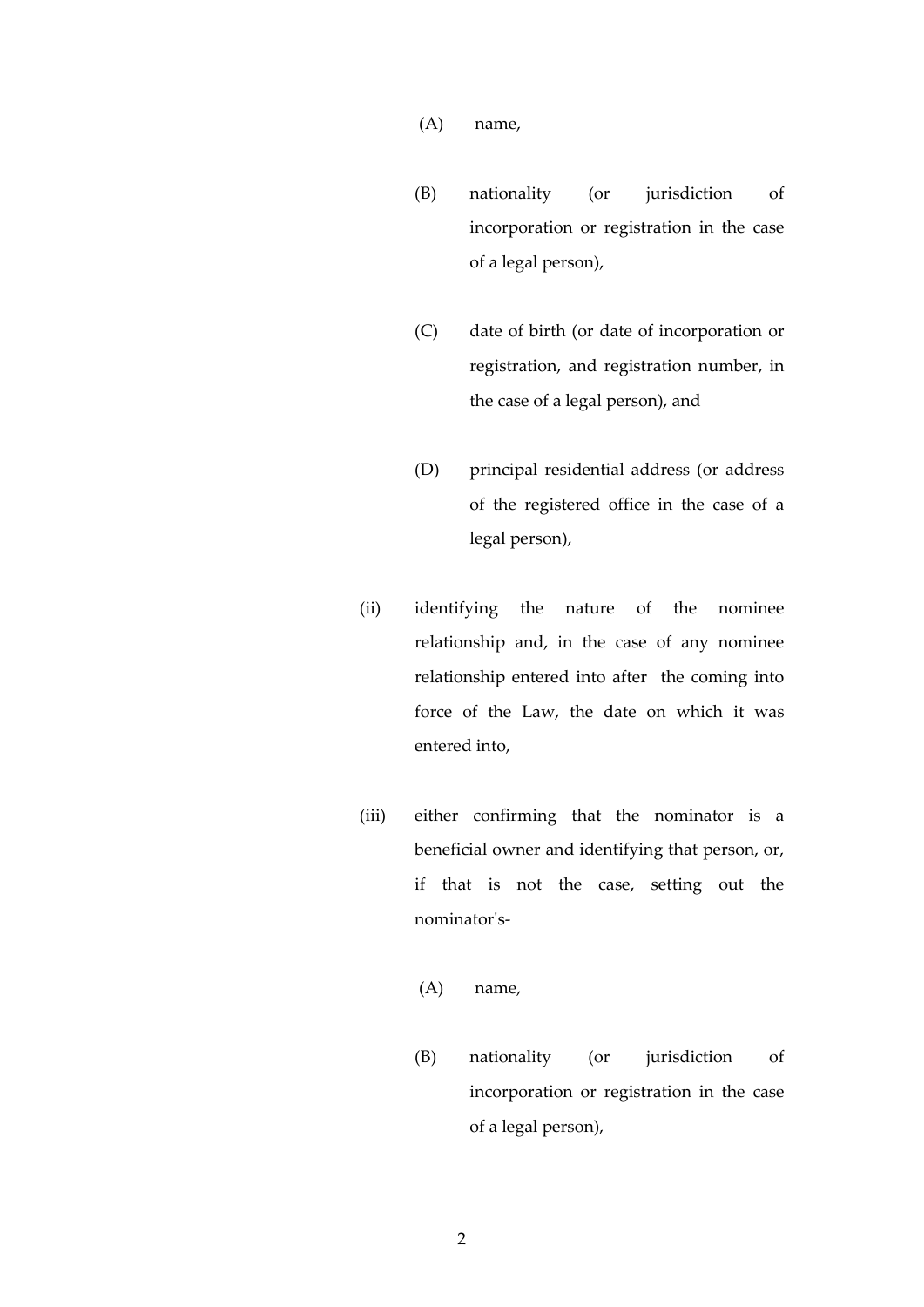(A) name,

(B) nationality (or jurisdiction of incorporation or registration in the case of a legal person),

(C) date of birth (or date of incorporation or registration, and registration number, in the case of a legal person), and

(D) principal residential address (or address of the registered office in the case of a legal person),

(ii) identifying the nature of the nominee relationship and, in the case of any nominee relationship entered into after the coming into force of the Law, the date on which it was entered into,

(iii) either confirming that the nominator is a beneficial owner and identifying that person, or, if that is not the case, setting out the nominator's-

(A) name,

(B) nationality (or jurisdiction of incorporation or registration in the case of a legal person),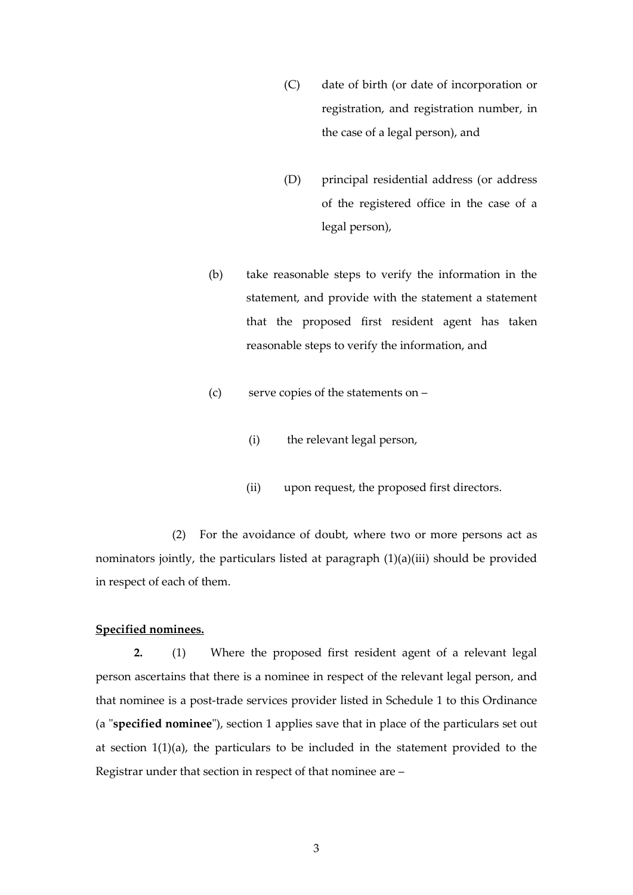(C) date of birth (or date of incorporation or registration, and registration number, in the case of a legal person), and

(D) principal residential address (or address of the registered office in the case of a legal person),

(b) take reasonable steps to verify the information in the statement, and provide with the statement a statement that the proposed first resident agent has taken reasonable steps to verify the information, and

(c) serve copies of the statements on –

(i) the relevant legal person,

(ii) upon request, the proposed first directors.

(2) For the avoidance of doubt, where two or more persons act as nominators jointly, the particulars listed at paragraph (1)(a)(iii) should be provided in respect of each of them.

**Specified nominees.**

**2.** (1) Where the proposed first resident agent of a relevant legal person ascertains that there is a nominee in respect of the relevant legal person, and that nominee is a post-trade services provider listed in Schedule 1 to this Ordinance (a "**specified nominee**"), section 1 applies save that in place of the particulars set out at section 1(1)(a), the particulars to be included in the statement provided to the Registrar under that section in respect of that nominee are –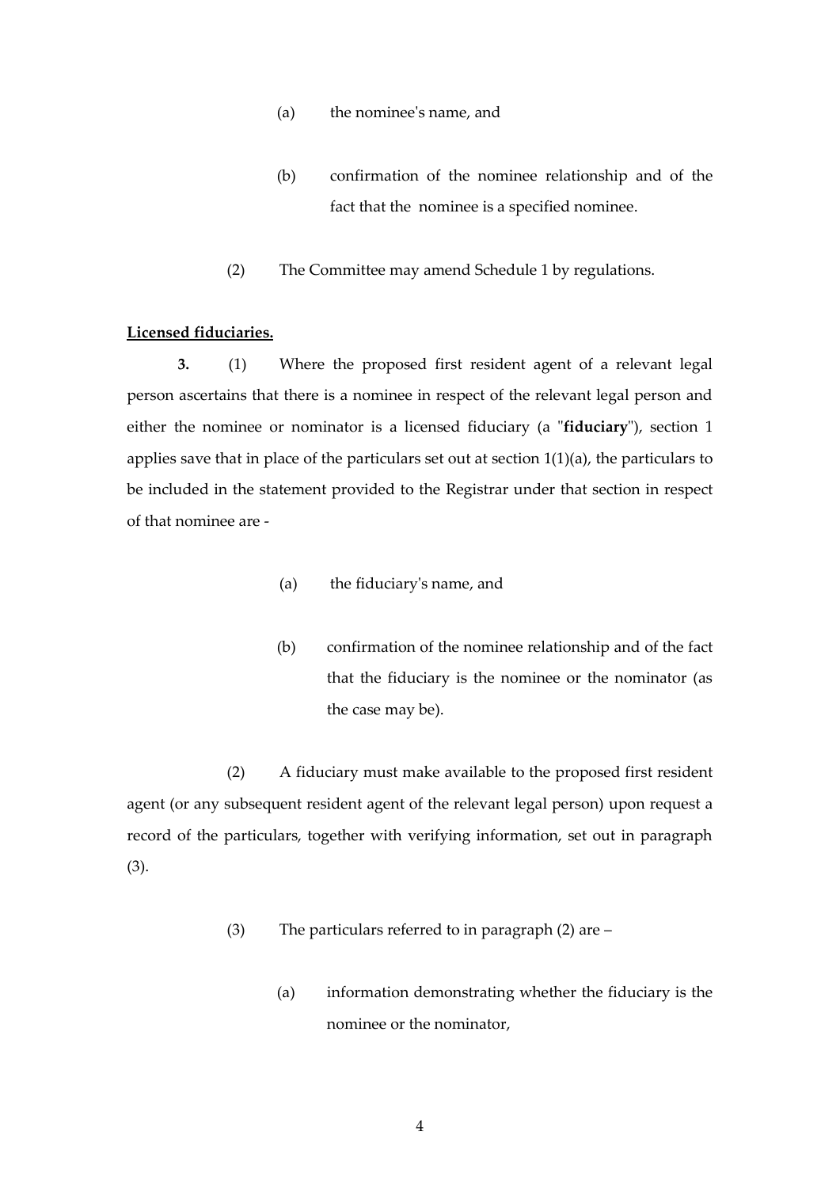(a) the nominee's name, and

(b) confirmation of the nominee relationship and of the fact that the nominee is a specified nominee.

(2) The Committee may amend Schedule 1 by regulations.

**Licensed fiduciaries.**

**3.** (1) Where the proposed first resident agent of a relevant legal person ascertains that there is a nominee in respect of the relevant legal person and either the nominee or nominator is a licensed fiduciary (a "**fiduciary**"), section 1 applies save that in place of the particulars set out at section 1(1)(a), the particulars to be included in the statement provided to the Registrar under that section in respect of that nominee are -

(a) the fiduciary's name, and

(b) confirmation of the nominee relationship and of the fact that the fiduciary is the nominee or the nominator (as the case may be).

(2) A fiduciary must make available to the proposed first resident agent (or any subsequent resident agent of the relevant legal person) upon request a record of the particulars, together with verifying information, set out in paragraph (3).

(3) The particulars referred to in paragraph (2) are –

(a) information demonstrating whether the fiduciary is the nominee or the nominator,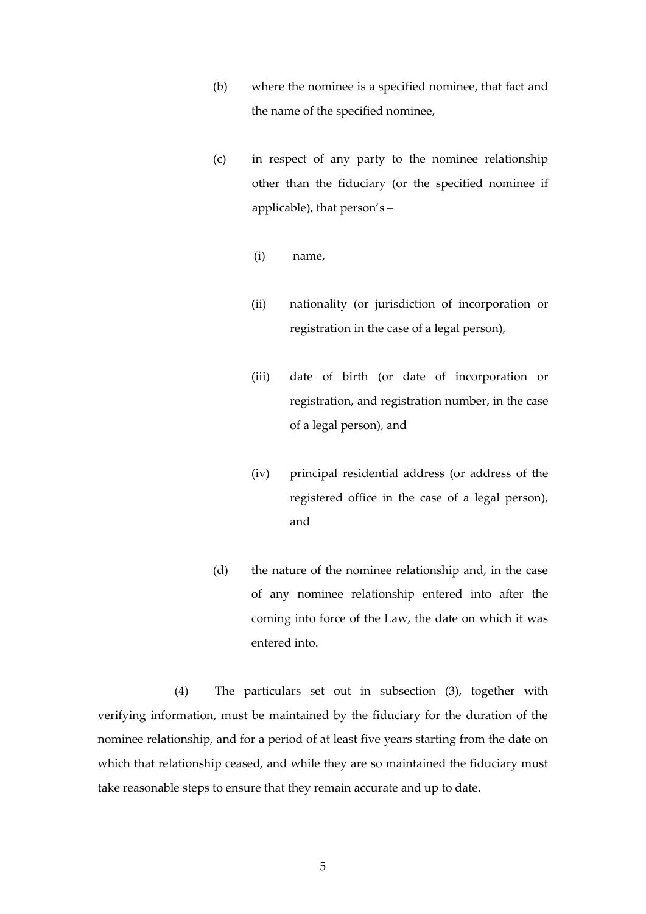(b) where the nominee is a specified nominee, that fact and the name of the specified nominee,

(c) in respect of any party to the nominee relationship other than the fiduciary (or the specified nominee if applicable), that person's –

(i) name,

(ii) nationality (or jurisdiction of incorporation or registration in the case of a legal person),

(iii) date of birth (or date of incorporation or registration, and registration number, in the case of a legal person), and

(iv) principal residential address (or address of the registered office in the case of a legal person), and

(d) the nature of the nominee relationship and, in the case of any nominee relationship entered into after the coming into force of the Law, the date on which it was entered into.

(4) The particulars set out in subsection (3), together with verifying information, must be maintained by the fiduciary for the duration of the nominee relationship, and for a period of at least five years starting from the date on which that relationship ceased, and while they are so maintained the fiduciary must take reasonable steps to ensure that they remain accurate and up to date.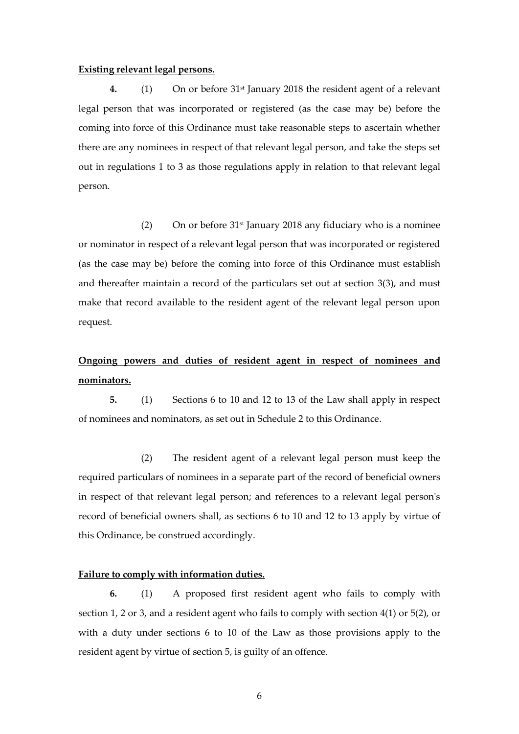**Existing relevant legal persons.**

**4.** (1) On or before 31st January 2018 the resident agent of a relevant legal person that was incorporated or registered (as the case may be) before the coming into force of this Ordinance must take reasonable steps to ascertain whether there are any nominees in respect of that relevant legal person, and take the steps set out in regulations 1 to 3 as those regulations apply in relation to that relevant legal person.

(2) On or before 31st January 2018 any fiduciary who is a nominee or nominator in respect of a relevant legal person that was incorporated or registered (as the case may be) before the coming into force of this Ordinance must establish and thereafter maintain a record of the particulars set out at section 3(3), and must make that record available to the resident agent of the relevant legal person upon request.

**Ongoing powers and duties of resident agent in respect of nominees and nominators.**

**5.** (1) Sections 6 to 10 and 12 to 13 of the Law shall apply in respect of nominees and nominators, as set out in Schedule 2 to this Ordinance.

(2) The resident agent of a relevant legal person must keep the required particulars of nominees in a separate part of the record of beneficial owners in respect of that relevant legal person; and references to a relevant legal person's record of beneficial owners shall, as sections 6 to 10 and 12 to 13 apply by virtue of this Ordinance, be construed accordingly.

**Failure to comply with information duties.**

**6.** (1) A proposed first resident agent who fails to comply with section 1, 2 or 3, and a resident agent who fails to comply with section 4(1) or 5(2), or with a duty under sections 6 to 10 of the Law as those provisions apply to the resident agent by virtue of section 5, is guilty of an offence.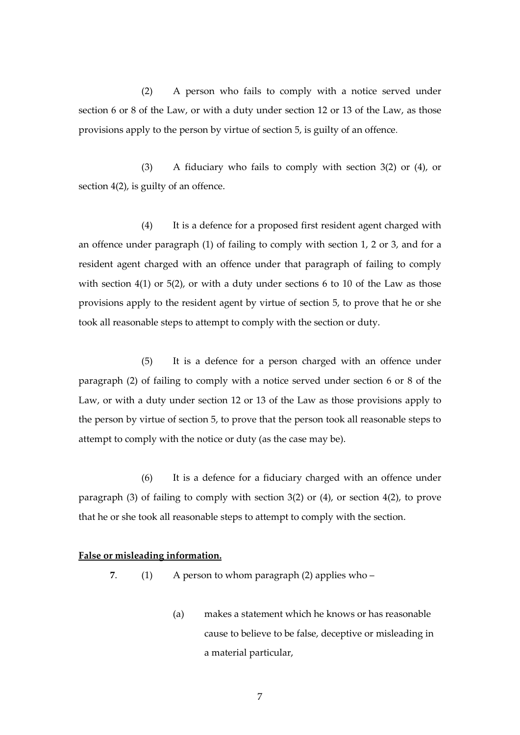(2) A person who fails to comply with a notice served under section 6 or 8 of the Law, or with a duty under section 12 or 13 of the Law, as those provisions apply to the person by virtue of section 5, is guilty of an offence.

(3) A fiduciary who fails to comply with section 3(2) or (4), or section 4(2), is guilty of an offence.

(4) It is a defence for a proposed first resident agent charged with an offence under paragraph (1) of failing to comply with section 1, 2 or 3, and for a resident agent charged with an offence under that paragraph of failing to comply with section 4(1) or 5(2), or with a duty under sections 6 to 10 of the Law as those provisions apply to the resident agent by virtue of section 5, to prove that he or she took all reasonable steps to attempt to comply with the section or duty.

(5) It is a defence for a person charged with an offence under paragraph (2) of failing to comply with a notice served under section 6 or 8 of the Law, or with a duty under section 12 or 13 of the Law as those provisions apply to the person by virtue of section 5, to prove that the person took all reasonable steps to attempt to comply with the notice or duty (as the case may be).

(6) It is a defence for a fiduciary charged with an offence under paragraph (3) of failing to comply with section 3(2) or (4), or section 4(2), to prove that he or she took all reasonable steps to attempt to comply with the section.

**False or misleading information.**

**7**. (1) A person to whom paragraph (2) applies who –

(a) makes a statement which he knows or has reasonable cause to believe to be false, deceptive or misleading in a material particular,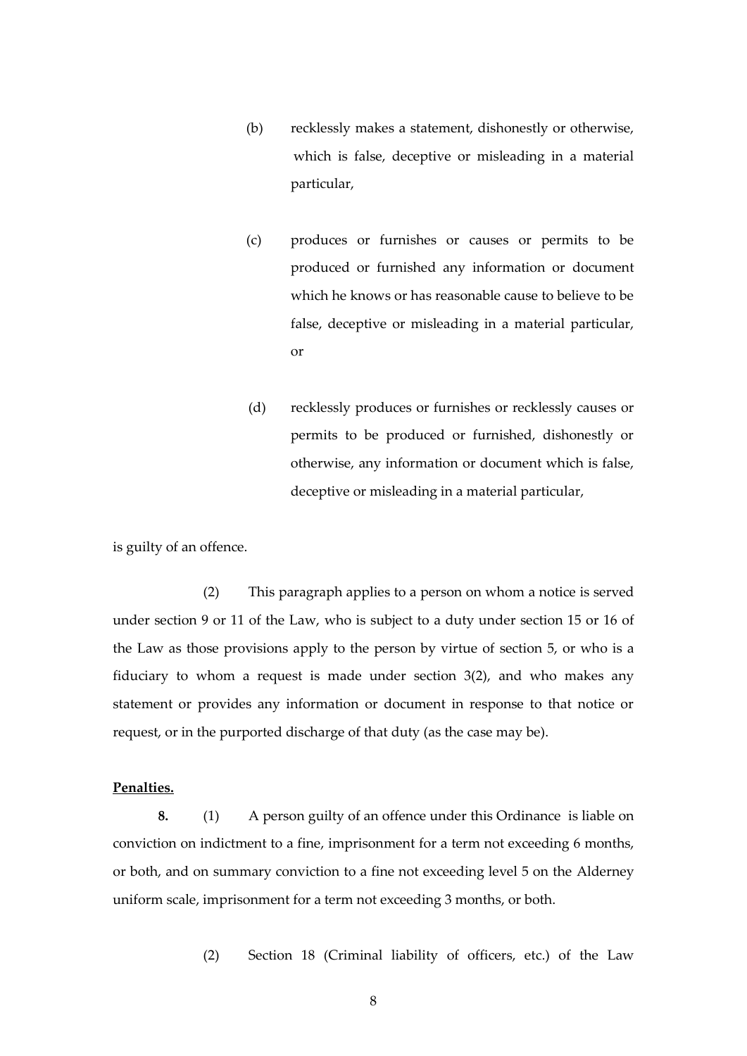(b) recklessly makes a statement, dishonestly or otherwise, which is false, deceptive or misleading in a material particular,

(c) produces or furnishes or causes or permits to be produced or furnished any information or document which he knows or has reasonable cause to believe to be false, deceptive or misleading in a material particular, or

(d) recklessly produces or furnishes or recklessly causes or permits to be produced or furnished, dishonestly or otherwise, any information or document which is false, deceptive or misleading in a material particular,

is guilty of an offence.

(2) This paragraph applies to a person on whom a notice is served under section 9 or 11 of the Law, who is subject to a duty under section 15 or 16 of the Law as those provisions apply to the person by virtue of section 5, or who is a fiduciary to whom a request is made under section 3(2), and who makes any statement or provides any information or document in response to that notice or request, or in the purported discharge of that duty (as the case may be).

**Penalties.**

**8.** (1) A person guilty of an offence under this Ordinance is liable on conviction on indictment to a fine, imprisonment for a term not exceeding 6 months, or both, and on summary conviction to a fine not exceeding level 5 on the Alderney uniform scale, imprisonment for a term not exceeding 3 months, or both.

(2) Section 18 (Criminal liability of officers, etc.) of the Law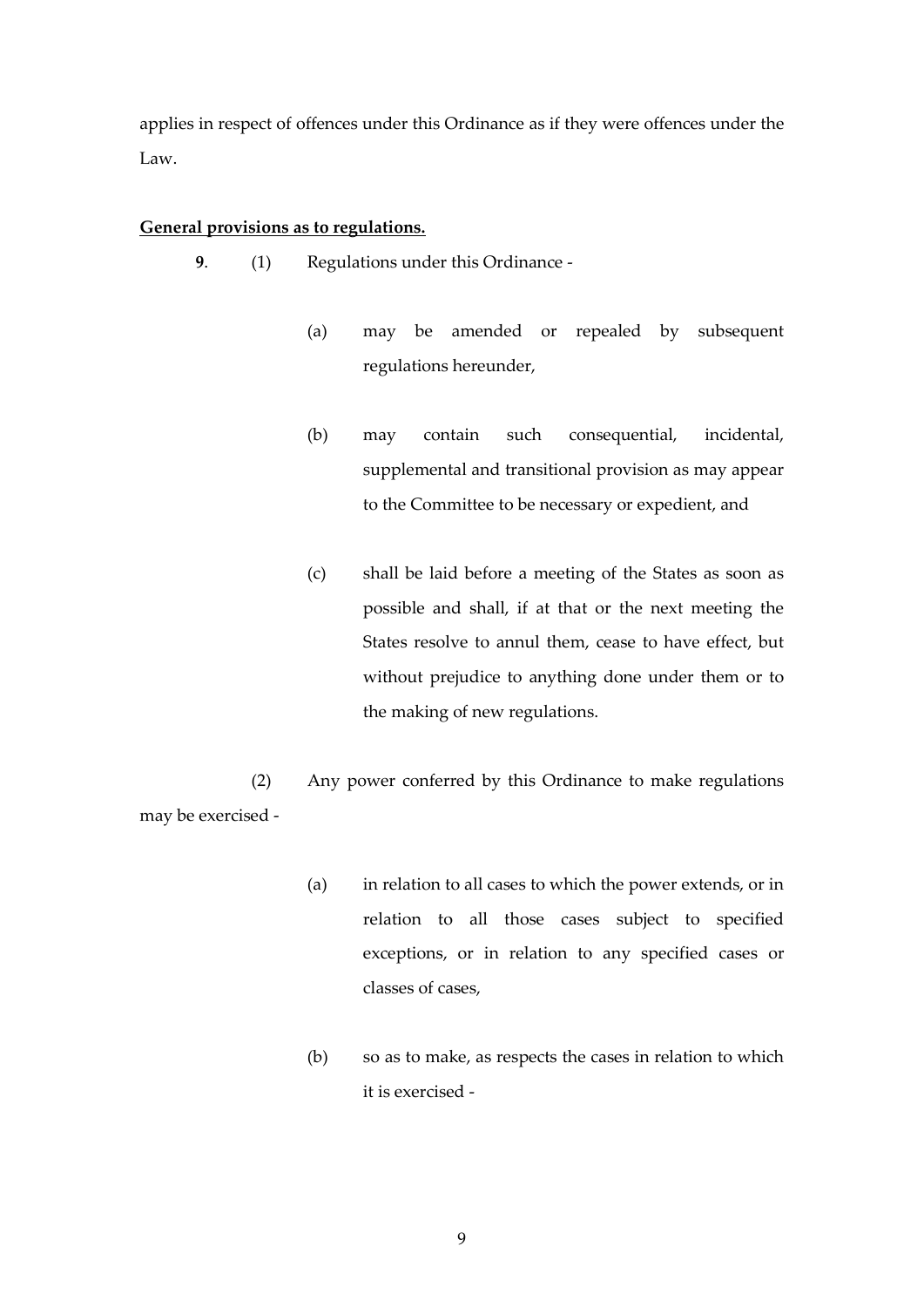applies in respect of offences under this Ordinance as if they were offences under the Law.

**General provisions as to regulations.**

**9**. (1) Regulations under this Ordinance -

(a) may be amended or repealed by subsequent regulations hereunder,

(b) may contain such consequential, incidental, supplemental and transitional provision as may appear to the Committee to be necessary or expedient, and

(c) shall be laid before a meeting of the States as soon as possible and shall, if at that or the next meeting the States resolve to annul them, cease to have effect, but without prejudice to anything done under them or to the making of new regulations.

(2) Any power conferred by this Ordinance to make regulations may be exercised -

(a) in relation to all cases to which the power extends, or in relation to all those cases subject to specified exceptions, or in relation to any specified cases or classes of cases,

(b) so as to make, as respects the cases in relation to which it is exercised -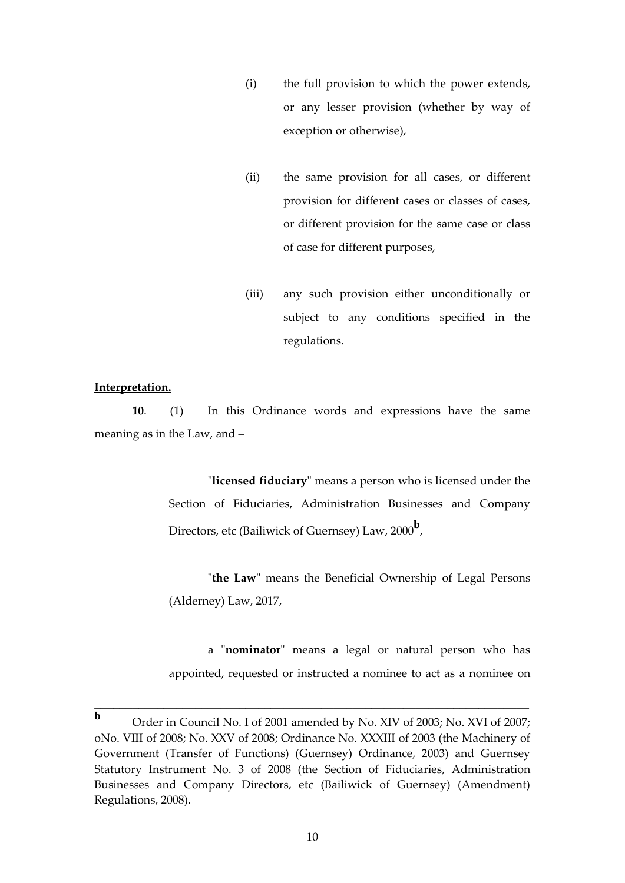(i) the full provision to which the power extends, or any lesser provision (whether by way of exception or otherwise),

(ii) the same provision for all cases, or different provision for different cases or classes of cases, or different provision for the same case or class of case for different purposes,

(iii) any such provision either unconditionally or subject to any conditions specified in the regulations.

**Interpretation.**

**10**. (1) In this Ordinance words and expressions have the same meaning as in the Law, and –

"**licensed fiduciary**" means a person who is licensed under the Section of Fiduciaries, Administration Businesses and Company Directors, etc (Bailiwick of Guernsey) Law, 2000[b],

"**the Law**" means the Beneficial Ownership of Legal Persons (Alderney) Law, 2017,

a "**nominator**" means a legal or natural person who has appointed, requested or instructed a nominee to act as a nominee on

---

[b] Order in Council No. I of 2001 amended by No. XIV of 2003; No. XVI of 2007; oNo. VIII of 2008; No. XXV of 2008; Ordinance No. XXXIII of 2003 (the Machinery of Government (Transfer of Functions) (Guernsey) Ordinance, 2003) and Guernsey Statutory Instrument No. 3 of 2008 (the Section of Fiduciaries, Administration Businesses and Company Directors, etc (Bailiwick of Guernsey) (Amendment) Regulations, 2008).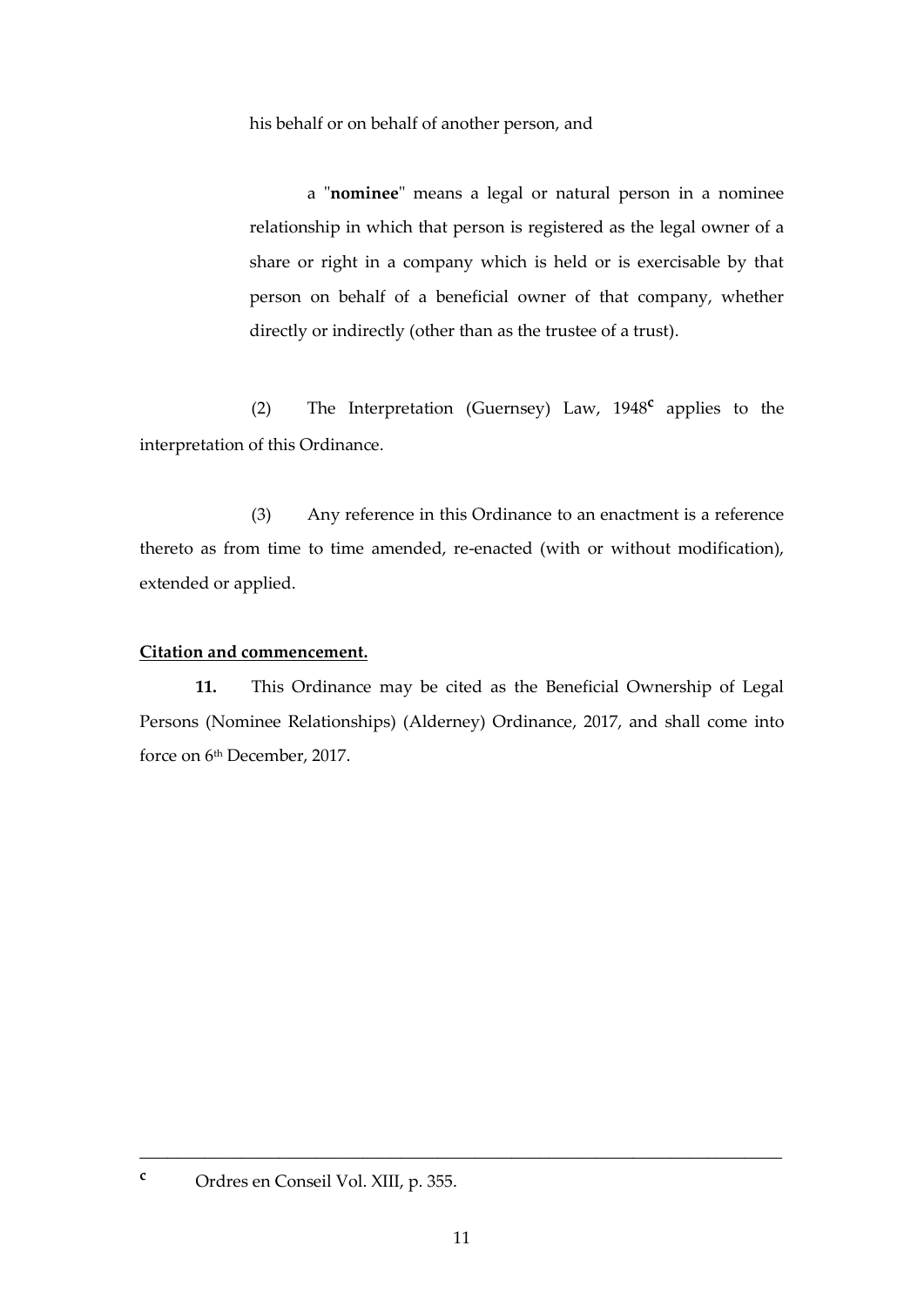his behalf or on behalf of another person, and

a "**nominee**" means a legal or natural person in a nominee relationship in which that person is registered as the legal owner of a share or right in a company which is held or is exercisable by that person on behalf of a beneficial owner of that company, whether directly or indirectly (other than as the trustee of a trust).

(2) The Interpretation (Guernsey) Law, 1948[c] applies to the interpretation of this Ordinance.

(3) Any reference in this Ordinance to an enactment is a reference thereto as from time to time amended, re-enacted (with or without modification), extended or applied.

**Citation and commencement.**

**11.** This Ordinance may be cited as the Beneficial Ownership of Legal Persons (Nominee Relationships) (Alderney) Ordinance, 2017, and shall come into force on 6th December, 2017.

---

[c] Ordres en Conseil Vol. XIII, p. 355.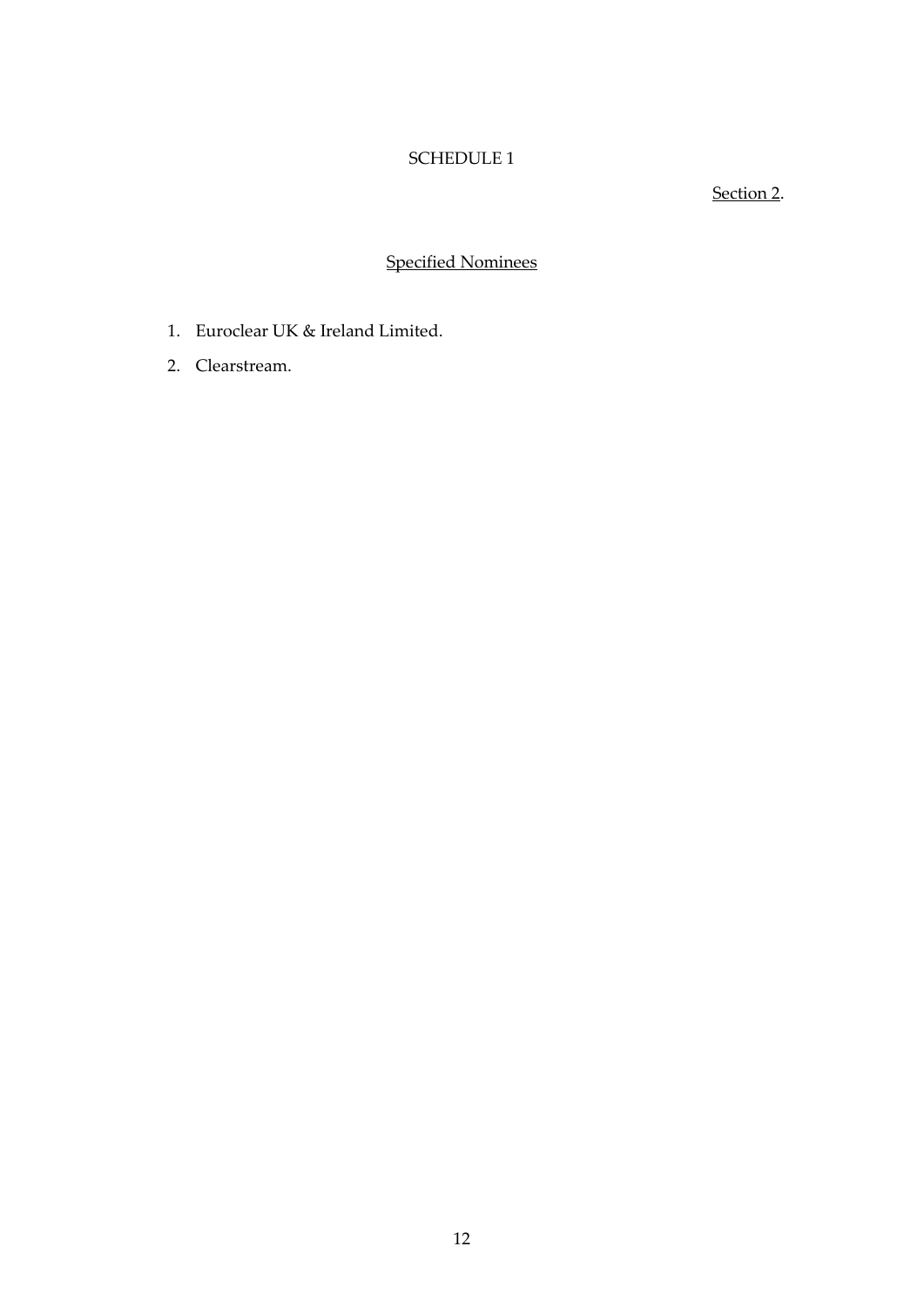# SCHEDULE 1

Section 2.

## Specified Nominees

1. Euroclear UK & Ireland Limited.
2. Clearstream.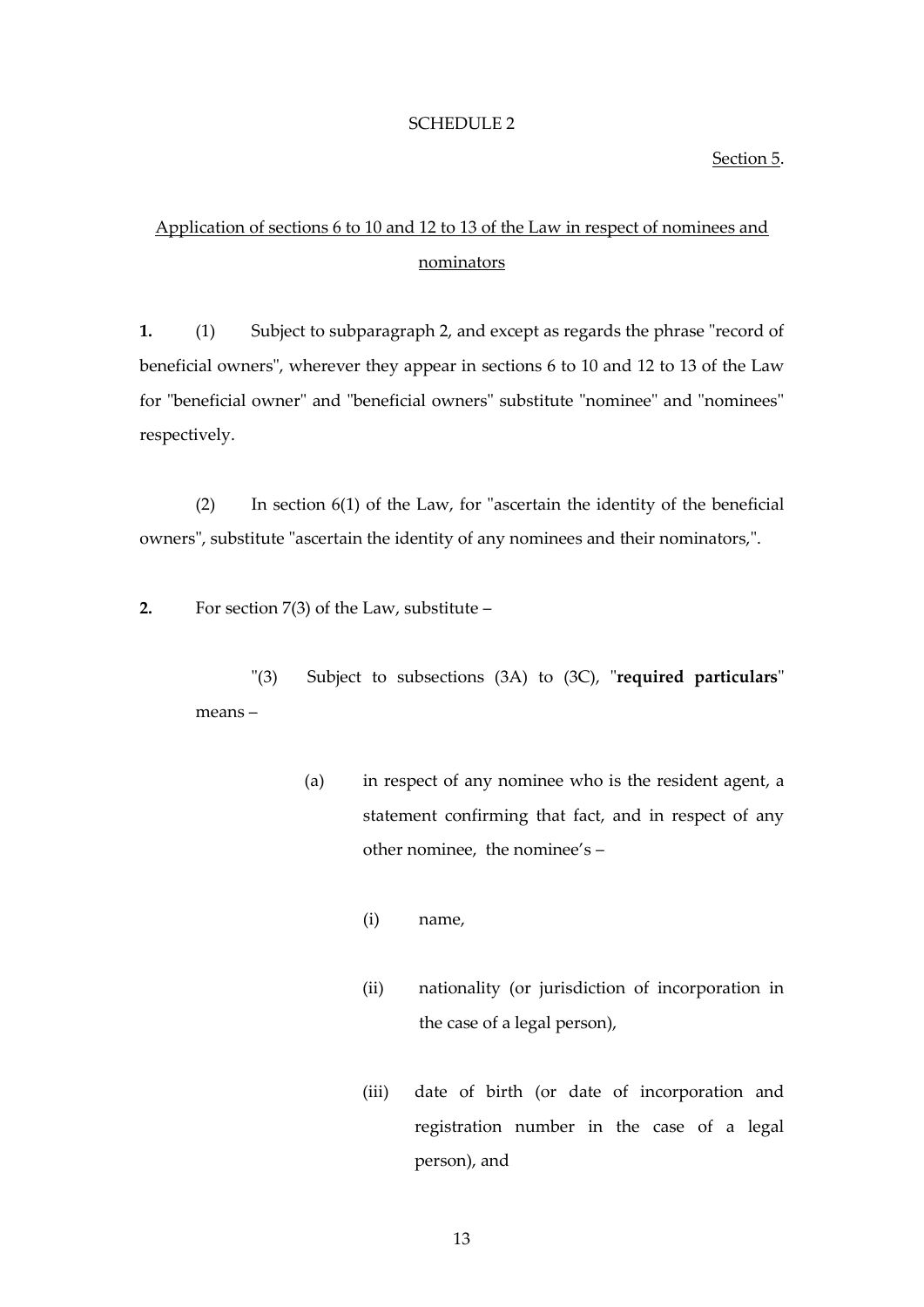SCHEDULE 2

Section 5.

Application of sections 6 to 10 and 12 to 13 of the Law in respect of nominees and nominators

**1.** (1) Subject to subparagraph 2, and except as regards the phrase "record of beneficial owners", wherever they appear in sections 6 to 10 and 12 to 13 of the Law for "beneficial owner" and "beneficial owners" substitute "nominee" and "nominees" respectively.

(2) In section 6(1) of the Law, for "ascertain the identity of the beneficial owners", substitute "ascertain the identity of any nominees and their nominators,".

**2.** For section 7(3) of the Law, substitute –

"(3) Subject to subsections (3A) to (3C), "**required particulars**" means –

(a) in respect of any nominee who is the resident agent, a statement confirming that fact, and in respect of any other nominee, the nominee's –

(i) name,

(ii) nationality (or jurisdiction of incorporation in the case of a legal person),

(iii) date of birth (or date of incorporation and registration number in the case of a legal person), and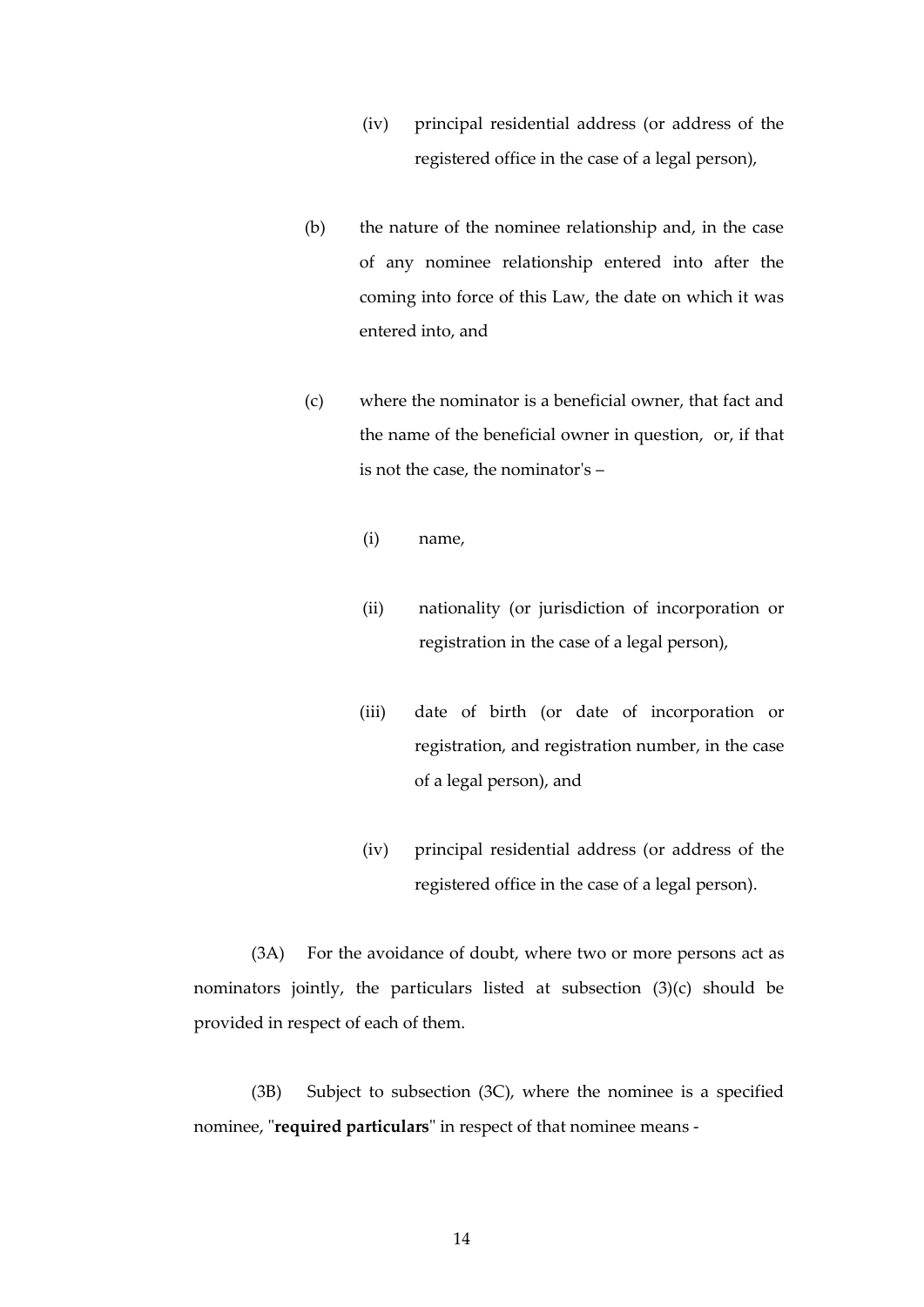(iv) principal residential address (or address of the registered office in the case of a legal person),

(b) the nature of the nominee relationship and, in the case of any nominee relationship entered into after the coming into force of this Law, the date on which it was entered into, and

(c) where the nominator is a beneficial owner, that fact and the name of the beneficial owner in question, or, if that is not the case, the nominator's –

(i) name,

(ii) nationality (or jurisdiction of incorporation or registration in the case of a legal person),

(iii) date of birth (or date of incorporation or registration, and registration number, in the case of a legal person), and

(iv) principal residential address (or address of the registered office in the case of a legal person).

(3A) For the avoidance of doubt, where two or more persons act as nominators jointly, the particulars listed at subsection (3)(c) should be provided in respect of each of them.

(3B) Subject to subsection (3C), where the nominee is a specified nominee, "**required particulars**" in respect of that nominee means -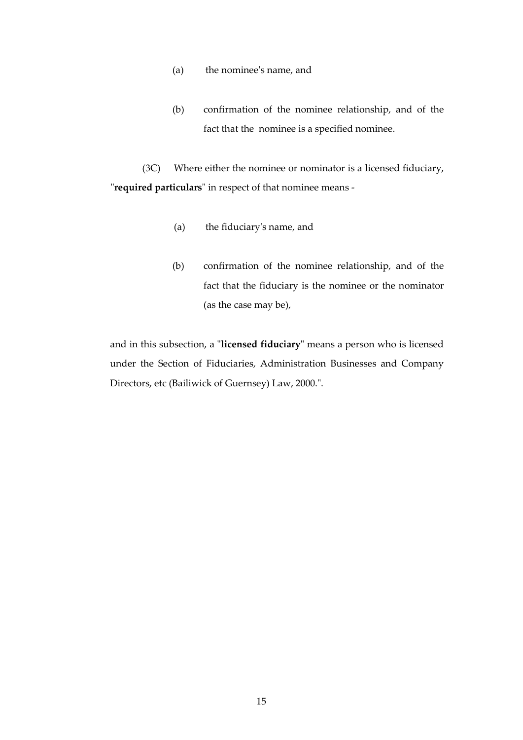(a) the nominee's name, and

(b) confirmation of the nominee relationship, and of the fact that the nominee is a specified nominee.

(3C) Where either the nominee or nominator is a licensed fiduciary, "**required particulars**" in respect of that nominee means -

(a) the fiduciary's name, and

(b) confirmation of the nominee relationship, and of the fact that the fiduciary is the nominee or the nominator (as the case may be),

and in this subsection, a "**licensed fiduciary**" means a person who is licensed under the Section of Fiduciaries, Administration Businesses and Company Directors, etc (Bailiwick of Guernsey) Law, 2000.".